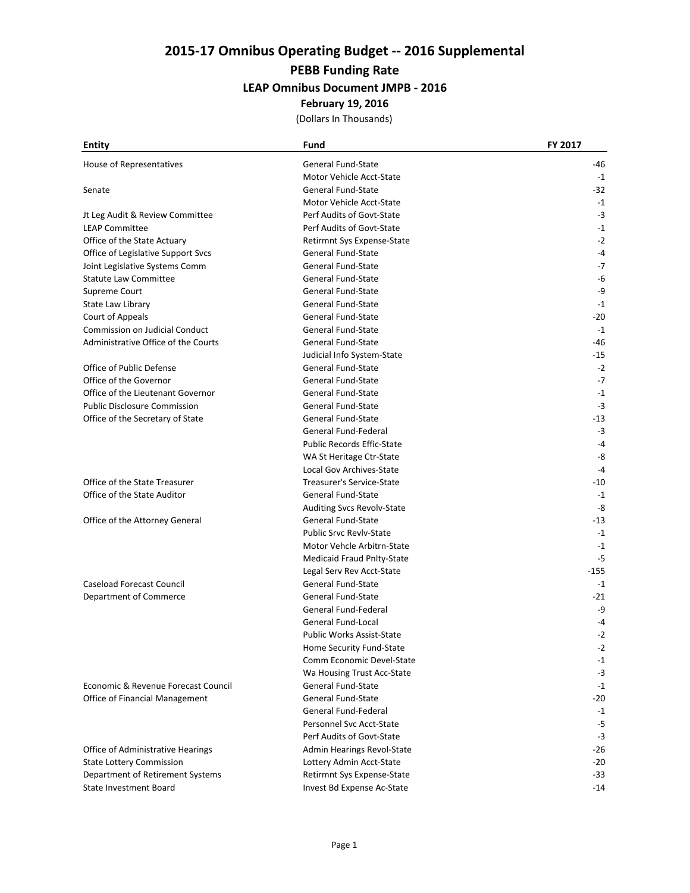# 2015-17 Omnibus Operating Budget -- 2016 Supplemental

## PEBB Funding Rate

### LEAP Omnibus Document JMPB - 2016

**February 19, 2016**

(Dollars In Thousands)

| Entity | Fund | FY 2017 |
|---|---|---|
| House of Representatives | General Fund-State | -46 |
| | Motor Vehicle Acct-State | -1 |
| Senate | General Fund-State | -32 |
| | Motor Vehicle Acct-State | -1 |
| Jt Leg Audit & Review Committee | Perf Audits of Govt-State | -3 |
| LEAP Committee | Perf Audits of Govt-State | -1 |
| Office of the State Actuary | Retirmnt Sys Expense-State | -2 |
| Office of Legislative Support Svcs | General Fund-State | -4 |
| Joint Legislative Systems Comm | General Fund-State | -7 |
| Statute Law Committee | General Fund-State | -6 |
| Supreme Court | General Fund-State | -9 |
| State Law Library | General Fund-State | -1 |
| Court of Appeals | General Fund-State | -20 |
| Commission on Judicial Conduct | General Fund-State | -1 |
| Administrative Office of the Courts | General Fund-State | -46 |
| | Judicial Info System-State | -15 |
| Office of Public Defense | General Fund-State | -2 |
| Office of the Governor | General Fund-State | -7 |
| Office of the Lieutenant Governor | General Fund-State | -1 |
| Public Disclosure Commission | General Fund-State | -3 |
| Office of the Secretary of State | General Fund-State | -13 |
| | General Fund-Federal | -3 |
| | Public Records Effic-State | -4 |
| | WA St Heritage Ctr-State | -8 |
| | Local Gov Archives-State | -4 |
| Office of the State Treasurer | Treasurer's Service-State | -10 |
| Office of the State Auditor | General Fund-State | -1 |
| | Auditing Svcs Revolv-State | -8 |
| Office of the Attorney General | General Fund-State | -13 |
| | Public Srvc Revlv-State | -1 |
| | Motor Vehcle Arbitrn-State | -1 |
| | Medicaid Fraud Pnlty-State | -5 |
| | Legal Serv Rev Acct-State | -155 |
| Caseload Forecast Council | General Fund-State | -1 |
| Department of Commerce | General Fund-State | -21 |
| | General Fund-Federal | -9 |
| | General Fund-Local | -4 |
| | Public Works Assist-State | -2 |
| | Home Security Fund-State | -2 |
| | Comm Economic Devel-State | -1 |
| | Wa Housing Trust Acc-State | -3 |
| Economic & Revenue Forecast Council | General Fund-State | -1 |
| Office of Financial Management | General Fund-State | -20 |
| | General Fund-Federal | -1 |
| | Personnel Svc Acct-State | -5 |
| | Perf Audits of Govt-State | -3 |
| Office of Administrative Hearings | Admin Hearings Revol-State | -26 |
| State Lottery Commission | Lottery Admin Acct-State | -20 |
| Department of Retirement Systems | Retirmnt Sys Expense-State | -33 |
| State Investment Board | Invest Bd Expense Ac-State | -14 |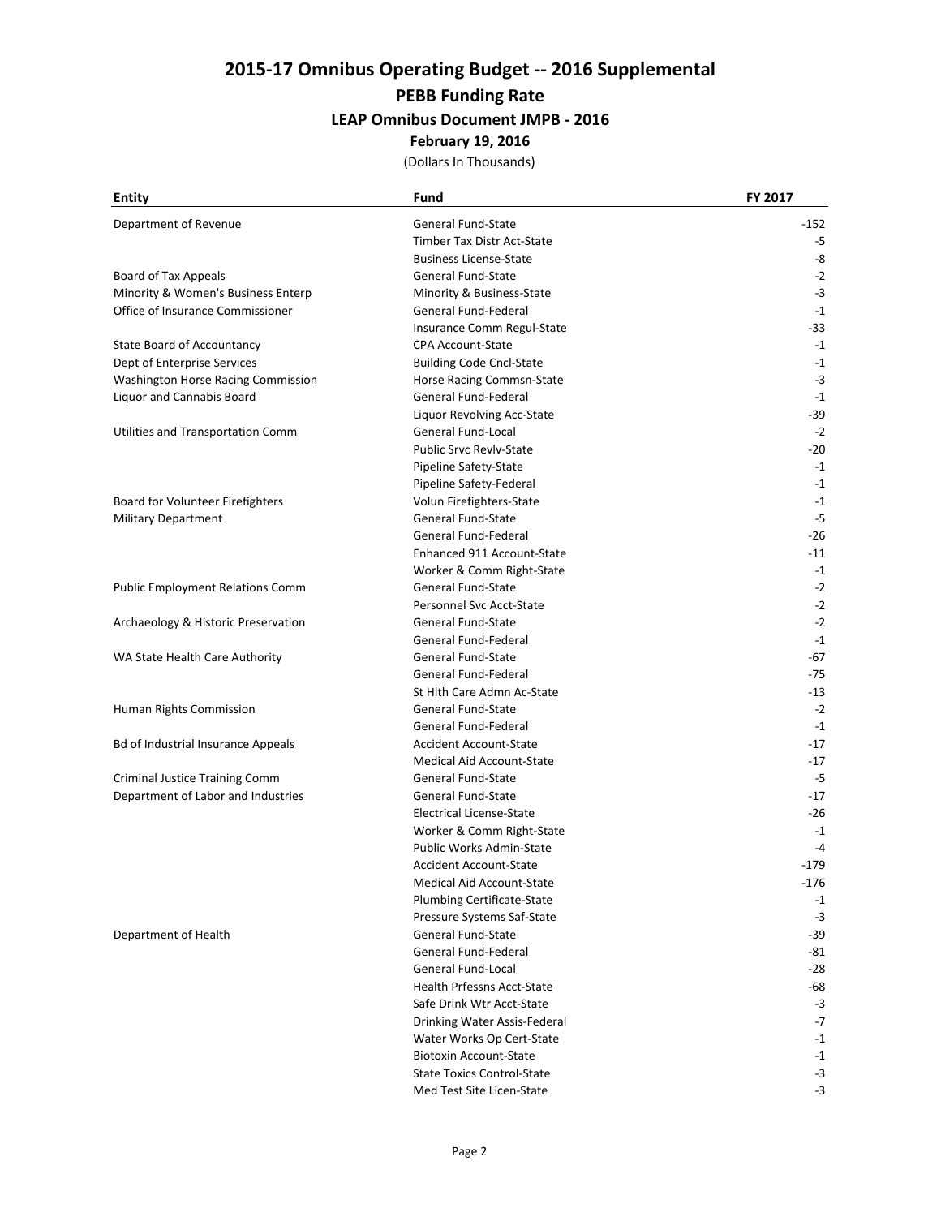# 2015-17 Omnibus Operating Budget -- 2016 Supplemental

## PEBB Funding Rate

### LEAP Omnibus Document JMPB - 2016

**February 19, 2016**

(Dollars In Thousands)

| Entity | Fund | FY 2017 |
|---|---|---|
| Department of Revenue | General Fund-State | -152 |
| | Timber Tax Distr Act-State | -5 |
| | Business License-State | -8 |
| Board of Tax Appeals | General Fund-State | -2 |
| Minority & Women's Business Enterp | Minority & Business-State | -3 |
| Office of Insurance Commissioner | General Fund-Federal | -1 |
| | Insurance Comm Regul-State | -33 |
| State Board of Accountancy | CPA Account-State | -1 |
| Dept of Enterprise Services | Building Code Cncl-State | -1 |
| Washington Horse Racing Commission | Horse Racing Commsn-State | -3 |
| Liquor and Cannabis Board | General Fund-Federal | -1 |
| | Liquor Revolving Acc-State | -39 |
| Utilities and Transportation Comm | General Fund-Local | -2 |
| | Public Srvc Revlv-State | -20 |
| | Pipeline Safety-State | -1 |
| | Pipeline Safety-Federal | -1 |
| Board for Volunteer Firefighters | Volun Firefighters-State | -1 |
| Military Department | General Fund-State | -5 |
| | General Fund-Federal | -26 |
| | Enhanced 911 Account-State | -11 |
| | Worker & Comm Right-State | -1 |
| Public Employment Relations Comm | General Fund-State | -2 |
| | Personnel Svc Acct-State | -2 |
| Archaeology & Historic Preservation | General Fund-State | -2 |
| | General Fund-Federal | -1 |
| WA State Health Care Authority | General Fund-State | -67 |
| | General Fund-Federal | -75 |
| | St Hlth Care Admn Ac-State | -13 |
| Human Rights Commission | General Fund-State | -2 |
| | General Fund-Federal | -1 |
| Bd of Industrial Insurance Appeals | Accident Account-State | -17 |
| | Medical Aid Account-State | -17 |
| Criminal Justice Training Comm | General Fund-State | -5 |
| Department of Labor and Industries | General Fund-State | -17 |
| | Electrical License-State | -26 |
| | Worker & Comm Right-State | -1 |
| | Public Works Admin-State | -4 |
| | Accident Account-State | -179 |
| | Medical Aid Account-State | -176 |
| | Plumbing Certificate-State | -1 |
| | Pressure Systems Saf-State | -3 |
| Department of Health | General Fund-State | -39 |
| | General Fund-Federal | -81 |
| | General Fund-Local | -28 |
| | Health Prfessns Acct-State | -68 |
| | Safe Drink Wtr Acct-State | -3 |
| | Drinking Water Assis-Federal | -7 |
| | Water Works Op Cert-State | -1 |
| | Biotoxin Account-State | -1 |
| | State Toxics Control-State | -3 |
| | Med Test Site Licen-State | -3 |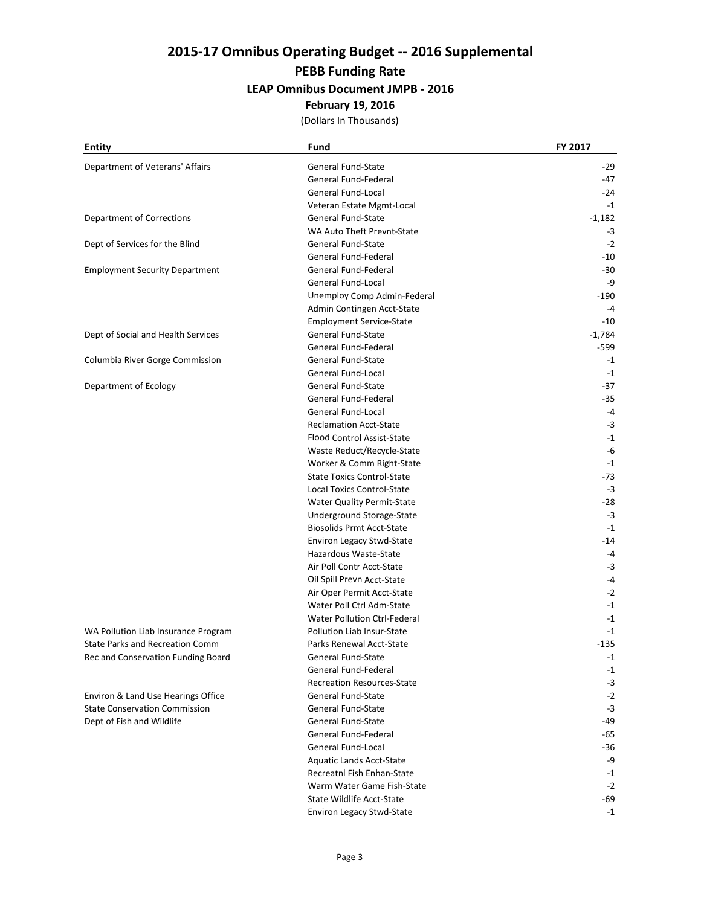# 2015-17 Omnibus Operating Budget -- 2016 Supplemental

## PEBB Funding Rate

### LEAP Omnibus Document JMPB - 2016

**February 19, 2016**

(Dollars In Thousands)

| Entity | Fund | FY 2017 |
|---|---|---|
| Department of Veterans' Affairs | General Fund-State | -29 |
| | General Fund-Federal | -47 |
| | General Fund-Local | -24 |
| | Veteran Estate Mgmt-Local | -1 |
| Department of Corrections | General Fund-State | -1,182 |
| | WA Auto Theft Prevnt-State | -3 |
| Dept of Services for the Blind | General Fund-State | -2 |
| | General Fund-Federal | -10 |
| Employment Security Department | General Fund-Federal | -30 |
| | General Fund-Local | -9 |
| | Unemploy Comp Admin-Federal | -190 |
| | Admin Contingen Acct-State | -4 |
| | Employment Service-State | -10 |
| Dept of Social and Health Services | General Fund-State | -1,784 |
| | General Fund-Federal | -599 |
| Columbia River Gorge Commission | General Fund-State | -1 |
| | General Fund-Local | -1 |
| Department of Ecology | General Fund-State | -37 |
| | General Fund-Federal | -35 |
| | General Fund-Local | -4 |
| | Reclamation Acct-State | -3 |
| | Flood Control Assist-State | -1 |
| | Waste Reduct/Recycle-State | -6 |
| | Worker & Comm Right-State | -1 |
| | State Toxics Control-State | -73 |
| | Local Toxics Control-State | -3 |
| | Water Quality Permit-State | -28 |
| | Underground Storage-State | -3 |
| | Biosolids Prmt Acct-State | -1 |
| | Environ Legacy Stwd-State | -14 |
| | Hazardous Waste-State | -4 |
| | Air Poll Contr Acct-State | -3 |
| | Oil Spill Prevn Acct-State | -4 |
| | Air Oper Permit Acct-State | -2 |
| | Water Poll Ctrl Adm-State | -1 |
| | Water Pollution Ctrl-Federal | -1 |
| WA Pollution Liab Insurance Program | Pollution Liab Insur-State | -1 |
| State Parks and Recreation Comm | Parks Renewal Acct-State | -135 |
| Rec and Conservation Funding Board | General Fund-State | -1 |
| | General Fund-Federal | -1 |
| | Recreation Resources-State | -3 |
| Environ & Land Use Hearings Office | General Fund-State | -2 |
| State Conservation Commission | General Fund-State | -3 |
| Dept of Fish and Wildlife | General Fund-State | -49 |
| | General Fund-Federal | -65 |
| | General Fund-Local | -36 |
| | Aquatic Lands Acct-State | -9 |
| | Recreatnl Fish Enhan-State | -1 |
| | Warm Water Game Fish-State | -2 |
| | State Wildlife Acct-State | -69 |
| | Environ Legacy Stwd-State | -1 |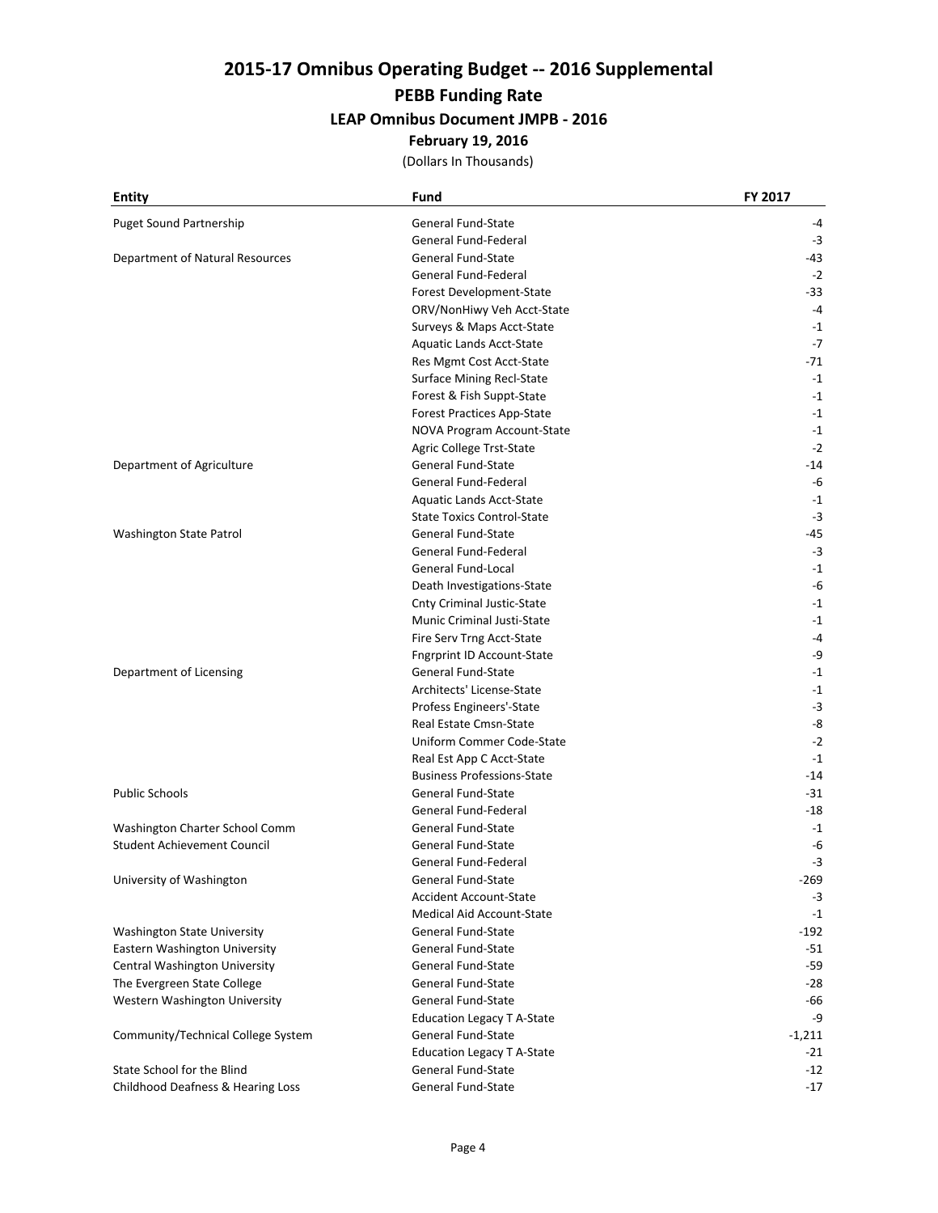# 2015-17 Omnibus Operating Budget -- 2016 Supplemental

## PEBB Funding Rate

### LEAP Omnibus Document JMPB - 2016

**February 19, 2016**

(Dollars In Thousands)

| Entity | Fund | FY 2017 |
|---|---|---|
| Puget Sound Partnership | General Fund-State | -4 |
| | General Fund-Federal | -3 |
| Department of Natural Resources | General Fund-State | -43 |
| | General Fund-Federal | -2 |
| | Forest Development-State | -33 |
| | ORV/NonHiwy Veh Acct-State | -4 |
| | Surveys & Maps Acct-State | -1 |
| | Aquatic Lands Acct-State | -7 |
| | Res Mgmt Cost Acct-State | -71 |
| | Surface Mining Recl-State | -1 |
| | Forest & Fish Suppt-State | -1 |
| | Forest Practices App-State | -1 |
| | NOVA Program Account-State | -1 |
| | Agric College Trst-State | -2 |
| Department of Agriculture | General Fund-State | -14 |
| | General Fund-Federal | -6 |
| | Aquatic Lands Acct-State | -1 |
| | State Toxics Control-State | -3 |
| Washington State Patrol | General Fund-State | -45 |
| | General Fund-Federal | -3 |
| | General Fund-Local | -1 |
| | Death Investigations-State | -6 |
| | Cnty Criminal Justic-State | -1 |
| | Munic Criminal Justi-State | -1 |
| | Fire Serv Trng Acct-State | -4 |
| | Fngrprint ID Account-State | -9 |
| Department of Licensing | General Fund-State | -1 |
| | Architects' License-State | -1 |
| | Profess Engineers'-State | -3 |
| | Real Estate Cmsn-State | -8 |
| | Uniform Commer Code-State | -2 |
| | Real Est App C Acct-State | -1 |
| | Business Professions-State | -14 |
| Public Schools | General Fund-State | -31 |
| | General Fund-Federal | -18 |
| Washington Charter School Comm | General Fund-State | -1 |
| Student Achievement Council | General Fund-State | -6 |
| | General Fund-Federal | -3 |
| University of Washington | General Fund-State | -269 |
| | Accident Account-State | -3 |
| | Medical Aid Account-State | -1 |
| Washington State University | General Fund-State | -192 |
| Eastern Washington University | General Fund-State | -51 |
| Central Washington University | General Fund-State | -59 |
| The Evergreen State College | General Fund-State | -28 |
| Western Washington University | General Fund-State | -66 |
| | Education Legacy T A-State | -9 |
| Community/Technical College System | General Fund-State | -1,211 |
| | Education Legacy T A-State | -21 |
| State School for the Blind | General Fund-State | -12 |
| Childhood Deafness & Hearing Loss | General Fund-State | -17 |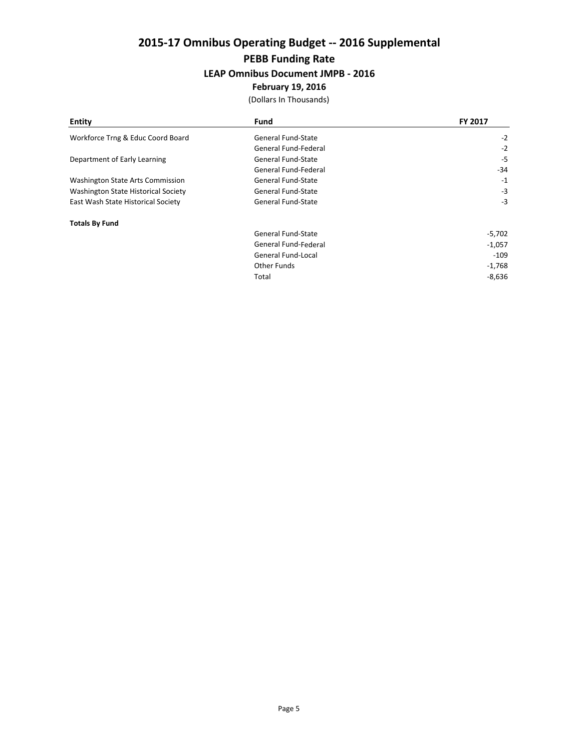# 2015-17 Omnibus Operating Budget -- 2016 Supplemental

## PEBB Funding Rate

### LEAP Omnibus Document JMPB - 2016

### February 19, 2016

(Dollars In Thousands)

| Entity | Fund | FY 2017 |
| --- | --- | --- |
| Workforce Trng & Educ Coord Board | General Fund-State | -2 |
| | General Fund-Federal | -2 |
| Department of Early Learning | General Fund-State | -5 |
| | General Fund-Federal | -34 |
| Washington State Arts Commission | General Fund-State | -1 |
| Washington State Historical Society | General Fund-State | -3 |
| East Wash State Historical Society | General Fund-State | -3 |
| **Totals By Fund** | | |
| | General Fund-State | -5,702 |
| | General Fund-Federal | -1,057 |
| | General Fund-Local | -109 |
| | Other Funds | -1,768 |
| | Total | -8,636 |